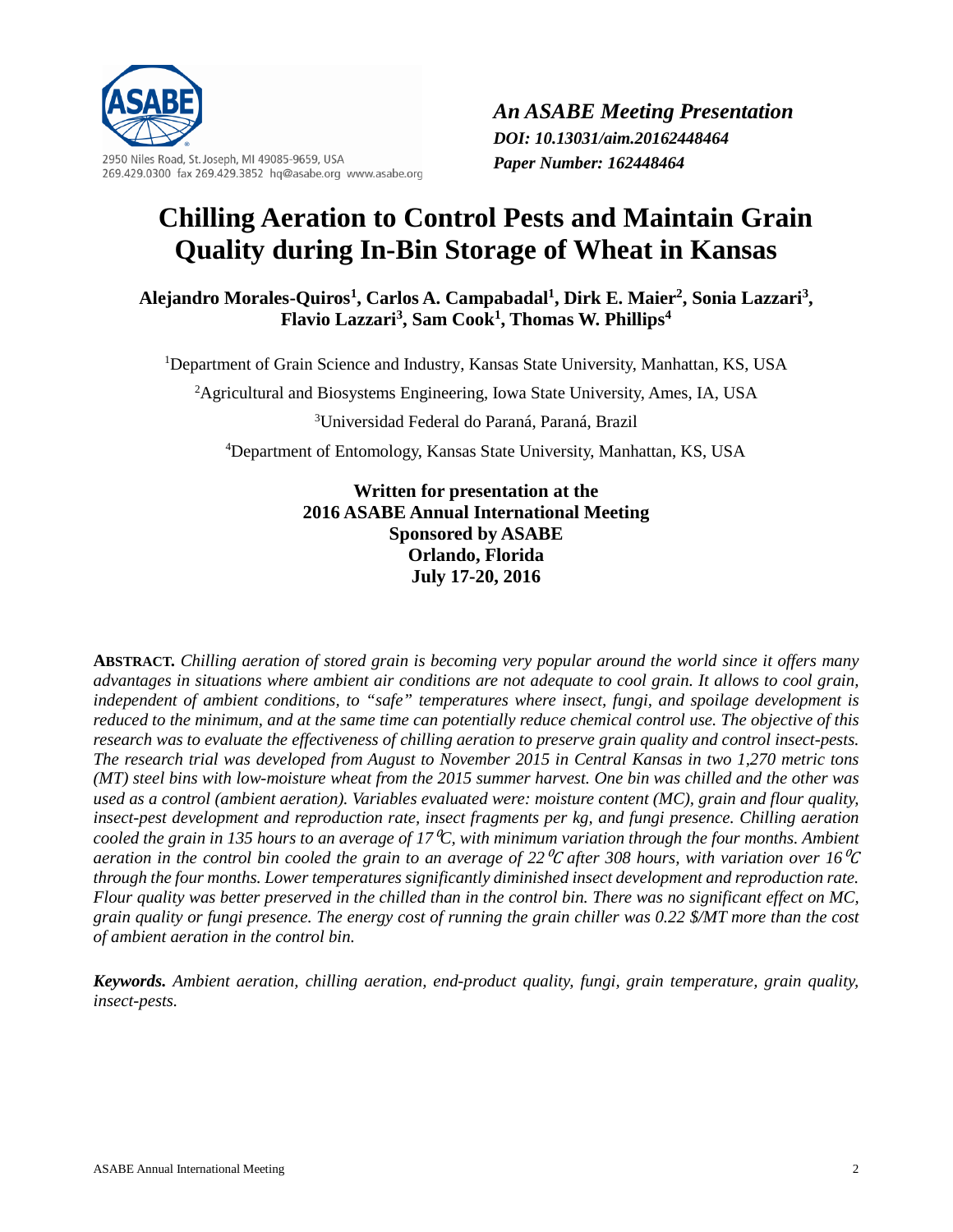*An ASABE Meeting Presentation*
*DOI: 10.13031/aim.20162448464*
*Paper Number: 162448464*

2950 Niles Road, St. Joseph, MI 49085-9659, USA
269.429.0300 fax 269.429.3852 hq@asabe.org www.asabe.org

# Chilling Aeration to Control Pests and Maintain Grain Quality during In-Bin Storage of Wheat in Kansas

**Alejandro Morales-Quiros[1], Carlos A. Campabadal[1], Dirk E. Maier[2], Sonia Lazzari[3], Flavio Lazzari[3], Sam Cook[1], Thomas W. Phillips[4]**

[1]Department of Grain Science and Industry, Kansas State University, Manhattan, KS, USA

[2]Agricultural and Biosystems Engineering, Iowa State University, Ames, IA, USA

[3]Universidad Federal do Paraná, Paraná, Brazil

[4]Department of Entomology, Kansas State University, Manhattan, KS, USA

**Written for presentation at the**
**2016 ASABE Annual International Meeting**
**Sponsored by ASABE**
**Orlando, Florida**
**July 17-20, 2016**

**ABSTRACT.** *Chilling aeration of stored grain is becoming very popular around the world since it offers many advantages in situations where ambient air conditions are not adequate to cool grain. It allows to cool grain, independent of ambient conditions, to "safe" temperatures where insect, fungi, and spoilage development is reduced to the minimum, and at the same time can potentially reduce chemical control use. The objective of this research was to evaluate the effectiveness of chilling aeration to preserve grain quality and control insect-pests. The research trial was developed from August to November 2015 in Central Kansas in two 1,270 metric tons (MT) steel bins with low-moisture wheat from the 2015 summer harvest. One bin was chilled and the other was used as a control (ambient aeration). Variables evaluated were: moisture content (MC), grain and flour quality, insect-pest development and reproduction rate, insect fragments per kg, and fungi presence. Chilling aeration cooled the grain in 135 hours to an average of 17℃, with minimum variation through the four months. Ambient aeration in the control bin cooled the grain to an average of 22℃ after 308 hours, with variation over 16℃ through the four months. Lower temperatures significantly diminished insect development and reproduction rate. Flour quality was better preserved in the chilled than in the control bin. There was no significant effect on MC, grain quality or fungi presence. The energy cost of running the grain chiller was 0.22 $/MT more than the cost of ambient aeration in the control bin.*

***Keywords.*** *Ambient aeration, chilling aeration, end-product quality, fungi, grain temperature, grain quality, insect-pests.*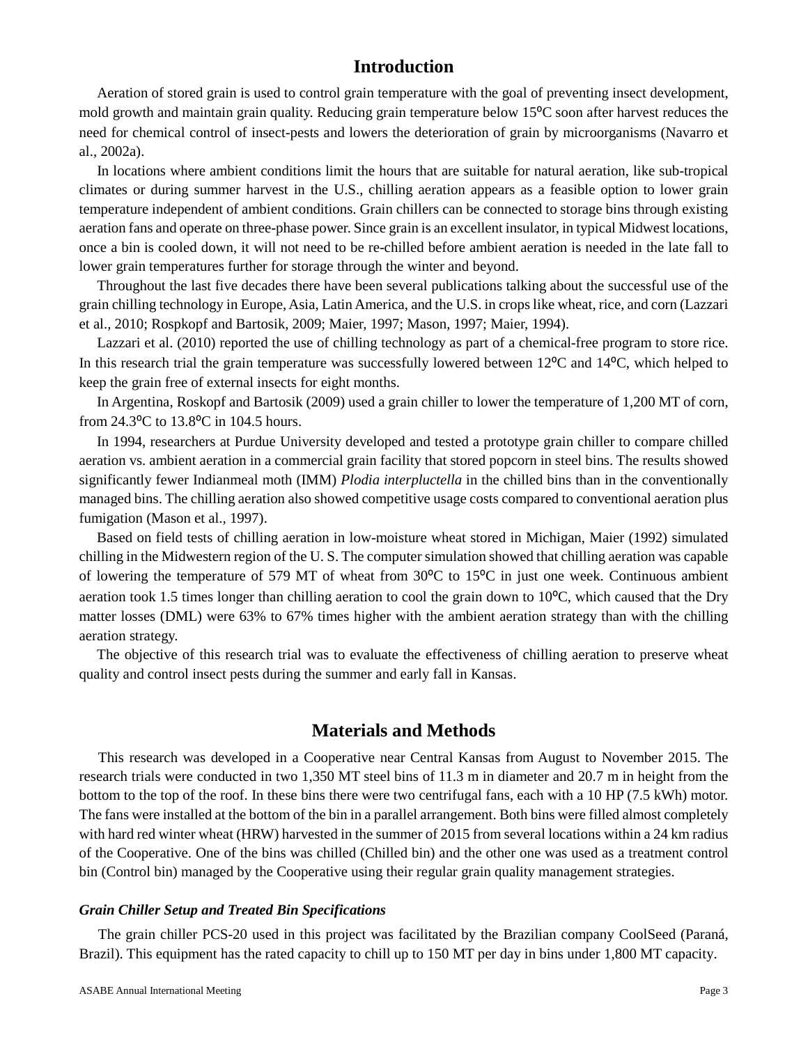## Introduction

Aeration of stored grain is used to control grain temperature with the goal of preventing insect development, mold growth and maintain grain quality. Reducing grain temperature below 15ºC soon after harvest reduces the need for chemical control of insect-pests and lowers the deterioration of grain by microorganisms (Navarro et al., 2002a).

In locations where ambient conditions limit the hours that are suitable for natural aeration, like sub-tropical climates or during summer harvest in the U.S., chilling aeration appears as a feasible option to lower grain temperature independent of ambient conditions. Grain chillers can be connected to storage bins through existing aeration fans and operate on three-phase power. Since grain is an excellent insulator, in typical Midwest locations, once a bin is cooled down, it will not need to be re-chilled before ambient aeration is needed in the late fall to lower grain temperatures further for storage through the winter and beyond.

Throughout the last five decades there have been several publications talking about the successful use of the grain chilling technology in Europe, Asia, Latin America, and the U.S. in crops like wheat, rice, and corn (Lazzari et al., 2010; Rospkopf and Bartosik, 2009; Maier, 1997; Mason, 1997; Maier, 1994).

Lazzari et al. (2010) reported the use of chilling technology as part of a chemical-free program to store rice. In this research trial the grain temperature was successfully lowered between 12ºC and 14ºC, which helped to keep the grain free of external insects for eight months.

In Argentina, Roskopf and Bartosik (2009) used a grain chiller to lower the temperature of 1,200 MT of corn, from 24.3ºC to 13.8ºC in 104.5 hours.

In 1994, researchers at Purdue University developed and tested a prototype grain chiller to compare chilled aeration vs. ambient aeration in a commercial grain facility that stored popcorn in steel bins. The results showed significantly fewer Indianmeal moth (IMM) *Plodia interpluctella* in the chilled bins than in the conventionally managed bins. The chilling aeration also showed competitive usage costs compared to conventional aeration plus fumigation (Mason et al., 1997).

Based on field tests of chilling aeration in low-moisture wheat stored in Michigan, Maier (1992) simulated chilling in the Midwestern region of the U. S. The computer simulation showed that chilling aeration was capable of lowering the temperature of 579 MT of wheat from 30ºC to 15ºC in just one week. Continuous ambient aeration took 1.5 times longer than chilling aeration to cool the grain down to 10ºC, which caused that the Dry matter losses (DML) were 63% to 67% times higher with the ambient aeration strategy than with the chilling aeration strategy.

The objective of this research trial was to evaluate the effectiveness of chilling aeration to preserve wheat quality and control insect pests during the summer and early fall in Kansas.

## Materials and Methods

This research was developed in a Cooperative near Central Kansas from August to November 2015. The research trials were conducted in two 1,350 MT steel bins of 11.3 m in diameter and 20.7 m in height from the bottom to the top of the roof. In these bins there were two centrifugal fans, each with a 10 HP (7.5 kWh) motor. The fans were installed at the bottom of the bin in a parallel arrangement. Both bins were filled almost completely with hard red winter wheat (HRW) harvested in the summer of 2015 from several locations within a 24 km radius of the Cooperative. One of the bins was chilled (Chilled bin) and the other one was used as a treatment control bin (Control bin) managed by the Cooperative using their regular grain quality management strategies.

### *Grain Chiller Setup and Treated Bin Specifications*

The grain chiller PCS-20 used in this project was facilitated by the Brazilian company CoolSeed (Paraná, Brazil). This equipment has the rated capacity to chill up to 150 MT per day in bins under 1,800 MT capacity.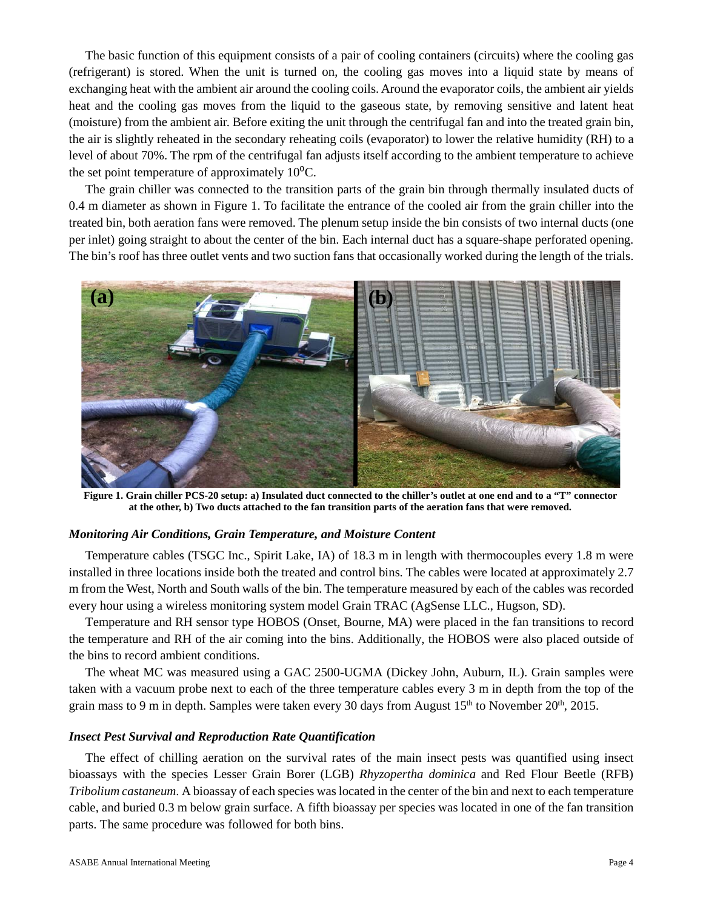The basic function of this equipment consists of a pair of cooling containers (circuits) where the cooling gas (refrigerant) is stored. When the unit is turned on, the cooling gas moves into a liquid state by means of exchanging heat with the ambient air around the cooling coils. Around the evaporator coils, the ambient air yields heat and the cooling gas moves from the liquid to the gaseous state, by removing sensitive and latent heat (moisture) from the ambient air. Before exiting the unit through the centrifugal fan and into the treated grain bin, the air is slightly reheated in the secondary reheating coils (evaporator) to lower the relative humidity (RH) to a level of about 70%. The rpm of the centrifugal fan adjusts itself according to the ambient temperature to achieve the set point temperature of approximately $10^{0}$C.

The grain chiller was connected to the transition parts of the grain bin through thermally insulated ducts of 0.4 m diameter as shown in Figure 1. To facilitate the entrance of the cooled air from the grain chiller into the treated bin, both aeration fans were removed. The plenum setup inside the bin consists of two internal ducts (one per inlet) going straight to about the center of the bin. Each internal duct has a square-shape perforated opening. The bin's roof has three outlet vents and two suction fans that occasionally worked during the length of the trials.

**Figure 1. Grain chiller PCS-20 setup: a) Insulated duct connected to the chiller's outlet at one end and to a "T" connector at the other, b) Two ducts attached to the fan transition parts of the aeration fans that were removed.**

### *Monitoring Air Conditions, Grain Temperature, and Moisture Content*

Temperature cables (TSGC Inc., Spirit Lake, IA) of 18.3 m in length with thermocouples every 1.8 m were installed in three locations inside both the treated and control bins. The cables were located at approximately 2.7 m from the West, North and South walls of the bin. The temperature measured by each of the cables was recorded every hour using a wireless monitoring system model Grain TRAC (AgSense LLC., Hugson, SD).

Temperature and RH sensor type HOBOS (Onset, Bourne, MA) were placed in the fan transitions to record the temperature and RH of the air coming into the bins. Additionally, the HOBOS were also placed outside of the bins to record ambient conditions.

The wheat MC was measured using a GAC 2500-UGMA (Dickey John, Auburn, IL). Grain samples were taken with a vacuum probe next to each of the three temperature cables every 3 m in depth from the top of the grain mass to 9 m in depth. Samples were taken every 30 days from August 15th to November 20th, 2015.

### *Insect Pest Survival and Reproduction Rate Quantification*

The effect of chilling aeration on the survival rates of the main insect pests was quantified using insect bioassays with the species Lesser Grain Borer (LGB) *Rhyzopertha dominica* and Red Flour Beetle (RFB) *Tribolium castaneum*. A bioassay of each species was located in the center of the bin and next to each temperature cable, and buried 0.3 m below grain surface. A fifth bioassay per species was located in one of the fan transition parts. The same procedure was followed for both bins.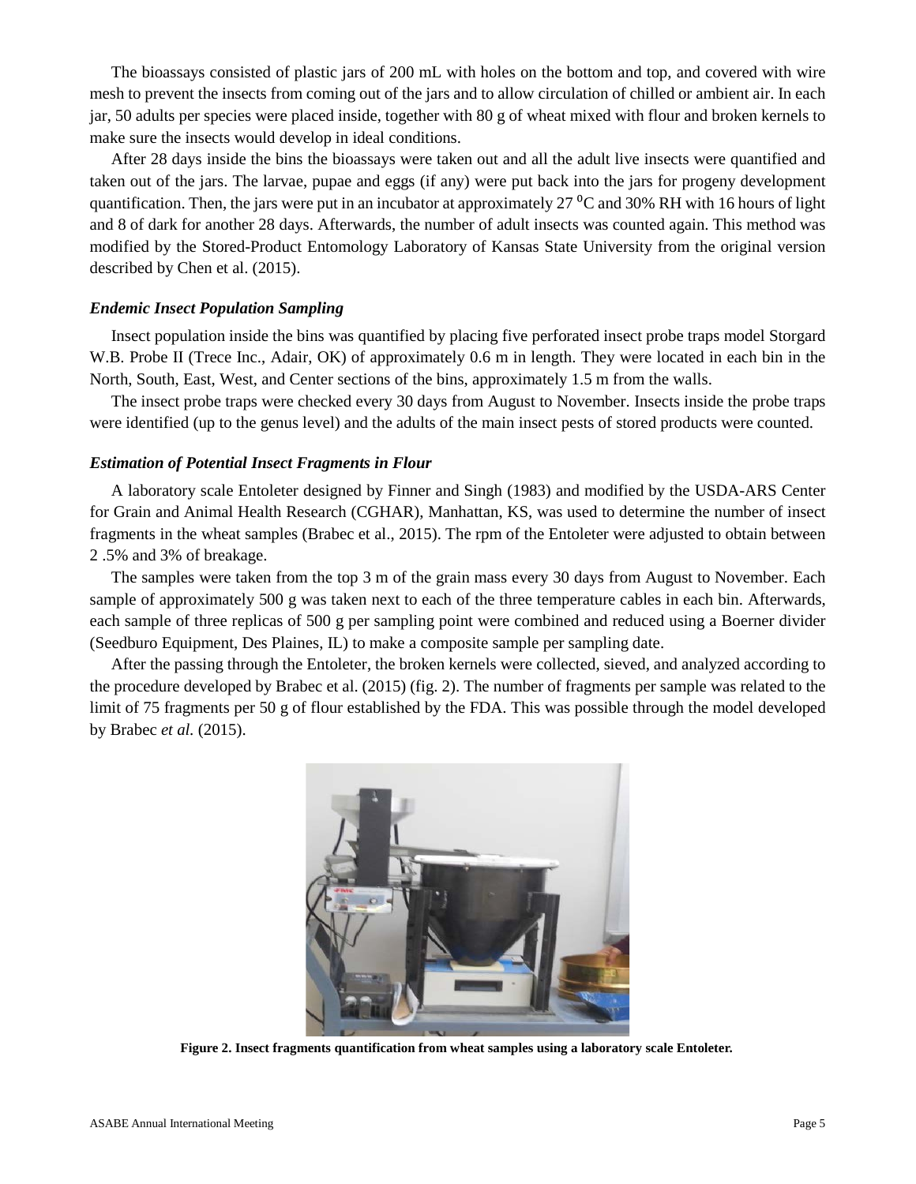The bioassays consisted of plastic jars of 200 mL with holes on the bottom and top, and covered with wire mesh to prevent the insects from coming out of the jars and to allow circulation of chilled or ambient air. In each jar, 50 adults per species were placed inside, together with 80 g of wheat mixed with flour and broken kernels to make sure the insects would develop in ideal conditions.

After 28 days inside the bins the bioassays were taken out and all the adult live insects were quantified and taken out of the jars. The larvae, pupae and eggs (if any) were put back into the jars for progeny development quantification. Then, the jars were put in an incubator at approximately 27 $^0$C and 30% RH with 16 hours of light and 8 of dark for another 28 days. Afterwards, the number of adult insects was counted again. This method was modified by the Stored-Product Entomology Laboratory of Kansas State University from the original version described by Chen et al. (2015).

### *Endemic Insect Population Sampling*

Insect population inside the bins was quantified by placing five perforated insect probe traps model Storgard W.B. Probe II (Trece Inc., Adair, OK) of approximately 0.6 m in length. They were located in each bin in the North, South, East, West, and Center sections of the bins, approximately 1.5 m from the walls.

The insect probe traps were checked every 30 days from August to November. Insects inside the probe traps were identified (up to the genus level) and the adults of the main insect pests of stored products were counted.

### *Estimation of Potential Insect Fragments in Flour*

A laboratory scale Entoleter designed by Finner and Singh (1983) and modified by the USDA-ARS Center for Grain and Animal Health Research (CGHAR), Manhattan, KS, was used to determine the number of insect fragments in the wheat samples (Brabec et al., 2015). The rpm of the Entoleter were adjusted to obtain between 2 .5% and 3% of breakage.

The samples were taken from the top 3 m of the grain mass every 30 days from August to November. Each sample of approximately 500 g was taken next to each of the three temperature cables in each bin. Afterwards, each sample of three replicas of 500 g per sampling point were combined and reduced using a Boerner divider (Seedburo Equipment, Des Plaines, IL) to make a composite sample per sampling date.

After the passing through the Entoleter, the broken kernels were collected, sieved, and analyzed according to the procedure developed by Brabec et al. (2015) (fig. 2). The number of fragments per sample was related to the limit of 75 fragments per 50 g of flour established by the FDA. This was possible through the model developed by Brabec *et al.* (2015).

**Figure 2. Insect fragments quantification from wheat samples using a laboratory scale Entoleter.**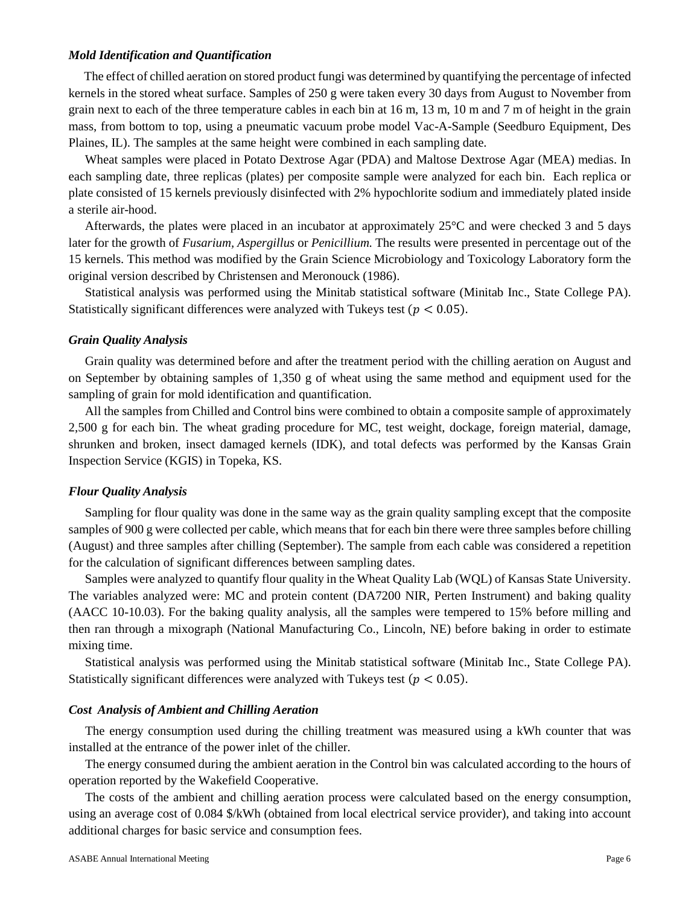### *Mold Identification and Quantification*

The effect of chilled aeration on stored product fungi was determined by quantifying the percentage of infected kernels in the stored wheat surface. Samples of 250 g were taken every 30 days from August to November from grain next to each of the three temperature cables in each bin at 16 m, 13 m, 10 m and 7 m of height in the grain mass, from bottom to top, using a pneumatic vacuum probe model Vac-A-Sample (Seedburo Equipment, Des Plaines, IL). The samples at the same height were combined in each sampling date.

Wheat samples were placed in Potato Dextrose Agar (PDA) and Maltose Dextrose Agar (MEA) medias. In each sampling date, three replicas (plates) per composite sample were analyzed for each bin. Each replica or plate consisted of 15 kernels previously disinfected with 2% hypochlorite sodium and immediately plated inside a sterile air-hood.

Afterwards, the plates were placed in an incubator at approximately 25°C and were checked 3 and 5 days later for the growth of *Fusarium, Aspergillus* or *Penicillium.* The results were presented in percentage out of the 15 kernels. This method was modified by the Grain Science Microbiology and Toxicology Laboratory form the original version described by Christensen and Meronouck (1986).

Statistical analysis was performed using the Minitab statistical software (Minitab Inc., State College PA). Statistically significant differences were analyzed with Tukeys test ($p < 0.05$).

### *Grain Quality Analysis*

Grain quality was determined before and after the treatment period with the chilling aeration on August and on September by obtaining samples of 1,350 g of wheat using the same method and equipment used for the sampling of grain for mold identification and quantification.

All the samples from Chilled and Control bins were combined to obtain a composite sample of approximately 2,500 g for each bin. The wheat grading procedure for MC, test weight, dockage, foreign material, damage, shrunken and broken, insect damaged kernels (IDK), and total defects was performed by the Kansas Grain Inspection Service (KGIS) in Topeka, KS.

### *Flour Quality Analysis*

Sampling for flour quality was done in the same way as the grain quality sampling except that the composite samples of 900 g were collected per cable, which means that for each bin there were three samples before chilling (August) and three samples after chilling (September). The sample from each cable was considered a repetition for the calculation of significant differences between sampling dates.

Samples were analyzed to quantify flour quality in the Wheat Quality Lab (WQL) of Kansas State University. The variables analyzed were: MC and protein content (DA7200 NIR, Perten Instrument) and baking quality (AACC 10-10.03). For the baking quality analysis, all the samples were tempered to 15% before milling and then ran through a mixograph (National Manufacturing Co., Lincoln, NE) before baking in order to estimate mixing time.

Statistical analysis was performed using the Minitab statistical software (Minitab Inc., State College PA). Statistically significant differences were analyzed with Tukeys test ($p < 0.05$).

### *Cost Analysis of Ambient and Chilling Aeration*

The energy consumption used during the chilling treatment was measured using a kWh counter that was installed at the entrance of the power inlet of the chiller.

The energy consumed during the ambient aeration in the Control bin was calculated according to the hours of operation reported by the Wakefield Cooperative.

The costs of the ambient and chilling aeration process were calculated based on the energy consumption, using an average cost of 0.084 \$/kWh (obtained from local electrical service provider), and taking into account additional charges for basic service and consumption fees.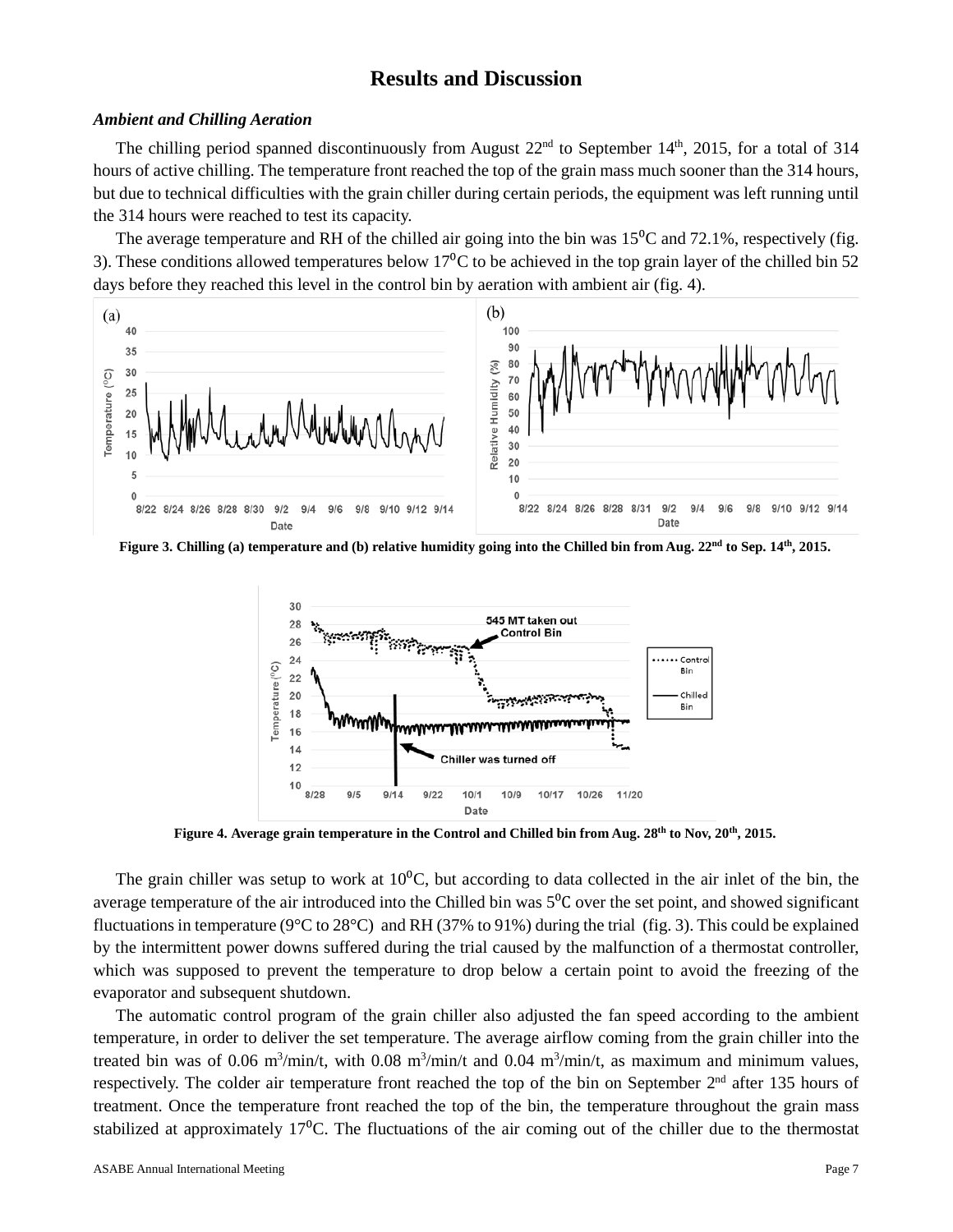## Results and Discussion

### *Ambient and Chilling Aeration*

The chilling period spanned discontinuously from August 22nd to September 14th, 2015, for a total of 314 hours of active chilling. The temperature front reached the top of the grain mass much sooner than the 314 hours, but due to technical difficulties with the grain chiller during certain periods, the equipment was left running until the 314 hours were reached to test its capacity.

The average temperature and RH of the chilled air going into the bin was 15⁰C and 72.1%, respectively (fig. 3). These conditions allowed temperatures below 17⁰C to be achieved in the top grain layer of the chilled bin 52 days before they reached this level in the control bin by aeration with ambient air (fig. 4).

**Figure 3. Chilling (a) temperature and (b) relative humidity going into the Chilled bin from Aug. 22nd to Sep. 14th, 2015.**

**Figure 4. Average grain temperature in the Control and Chilled bin from Aug. 28th to Nov, 20th, 2015.**

The grain chiller was setup to work at 10⁰C, but according to data collected in the air inlet of the bin, the average temperature of the air introduced into the Chilled bin was 5⁰C over the set point, and showed significant fluctuations in temperature (9°C to 28°C) and RH (37% to 91%) during the trial (fig. 3). This could be explained by the intermittent power downs suffered during the trial caused by the malfunction of a thermostat controller, which was supposed to prevent the temperature to drop below a certain point to avoid the freezing of the evaporator and subsequent shutdown.

The automatic control program of the grain chiller also adjusted the fan speed according to the ambient temperature, in order to deliver the set temperature. The average airflow coming from the grain chiller into the treated bin was of 0.06 $m^3$/min/t, with 0.08 $m^3$/min/t and 0.04 $m^3$/min/t, as maximum and minimum values, respectively. The colder air temperature front reached the top of the bin on September 2nd after 135 hours of treatment. Once the temperature front reached the top of the bin, the temperature throughout the grain mass stabilized at approximately 17⁰C. The fluctuations of the air coming out of the chiller due to the thermostat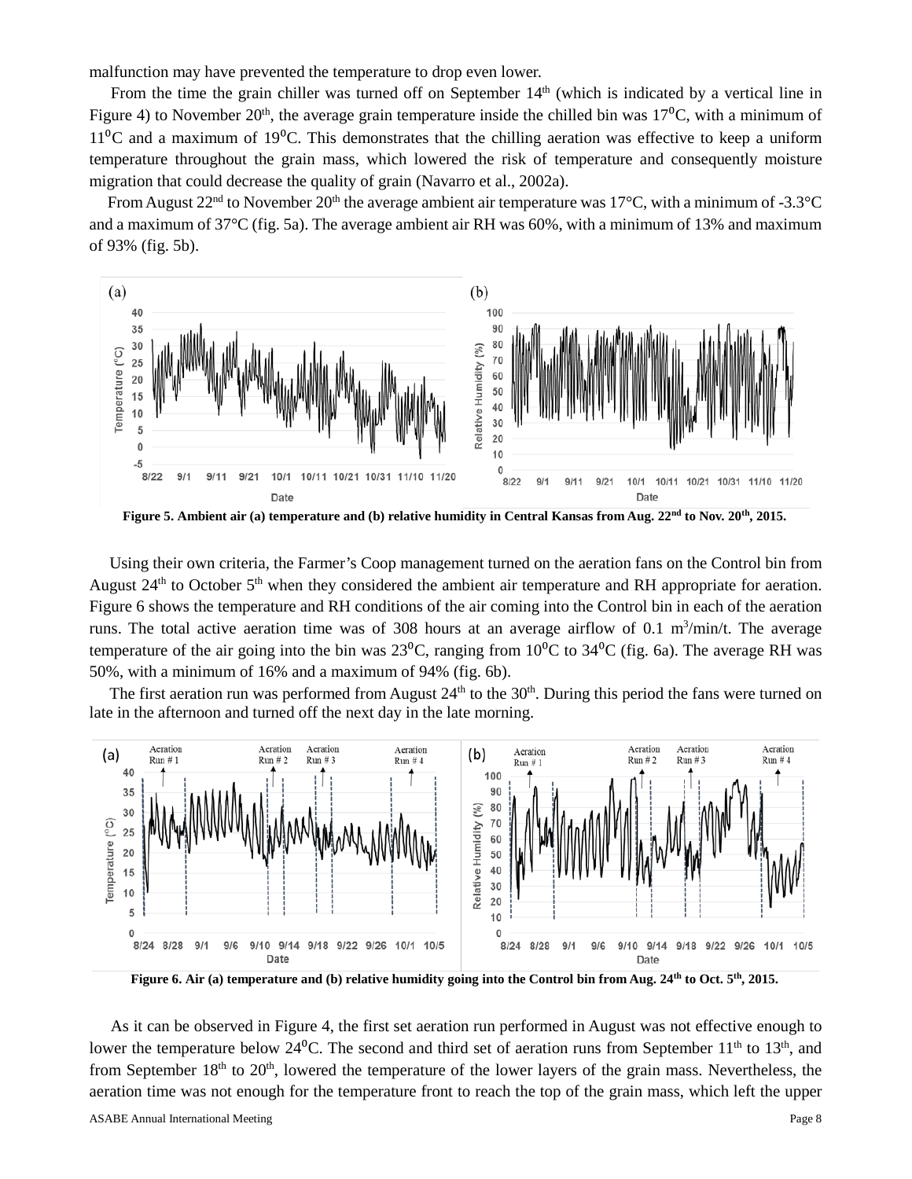malfunction may have prevented the temperature to drop even lower.

From the time the grain chiller was turned off on September 14th (which is indicated by a vertical line in Figure 4) to November 20th, the average grain temperature inside the chilled bin was 17⁰C, with a minimum of 11⁰C and a maximum of 19⁰C. This demonstrates that the chilling aeration was effective to keep a uniform temperature throughout the grain mass, which lowered the risk of temperature and consequently moisture migration that could decrease the quality of grain (Navarro et al., 2002a).

From August 22nd to November 20th the average ambient air temperature was 17°C, with a minimum of -3.3°C and a maximum of 37°C (fig. 5a). The average ambient air RH was 60%, with a minimum of 13% and maximum of 93% (fig. 5b).

**Figure 5. Ambient air (a) temperature and (b) relative humidity in Central Kansas from Aug. 22nd to Nov. 20th, 2015.**

Using their own criteria, the Farmer's Coop management turned on the aeration fans on the Control bin from August 24th to October 5th when they considered the ambient air temperature and RH appropriate for aeration. Figure 6 shows the temperature and RH conditions of the air coming into the Control bin in each of the aeration runs. The total active aeration time was of 308 hours at an average airflow of 0.1 $m^3$/min/t. The average temperature of the air going into the bin was 23⁰C, ranging from 10⁰C to 34⁰C (fig. 6a). The average RH was 50%, with a minimum of 16% and a maximum of 94% (fig. 6b).

The first aeration run was performed from August 24th to the 30th. During this period the fans were turned on late in the afternoon and turned off the next day in the late morning.

**Figure 6. Air (a) temperature and (b) relative humidity going into the Control bin from Aug. 24th to Oct. 5th, 2015.**

As it can be observed in Figure 4, the first set aeration run performed in August was not effective enough to lower the temperature below 24⁰C. The second and third set of aeration runs from September 11th to 13th, and from September 18th to 20th, lowered the temperature of the lower layers of the grain mass. Nevertheless, the aeration time was not enough for the temperature front to reach the top of the grain mass, which left the upper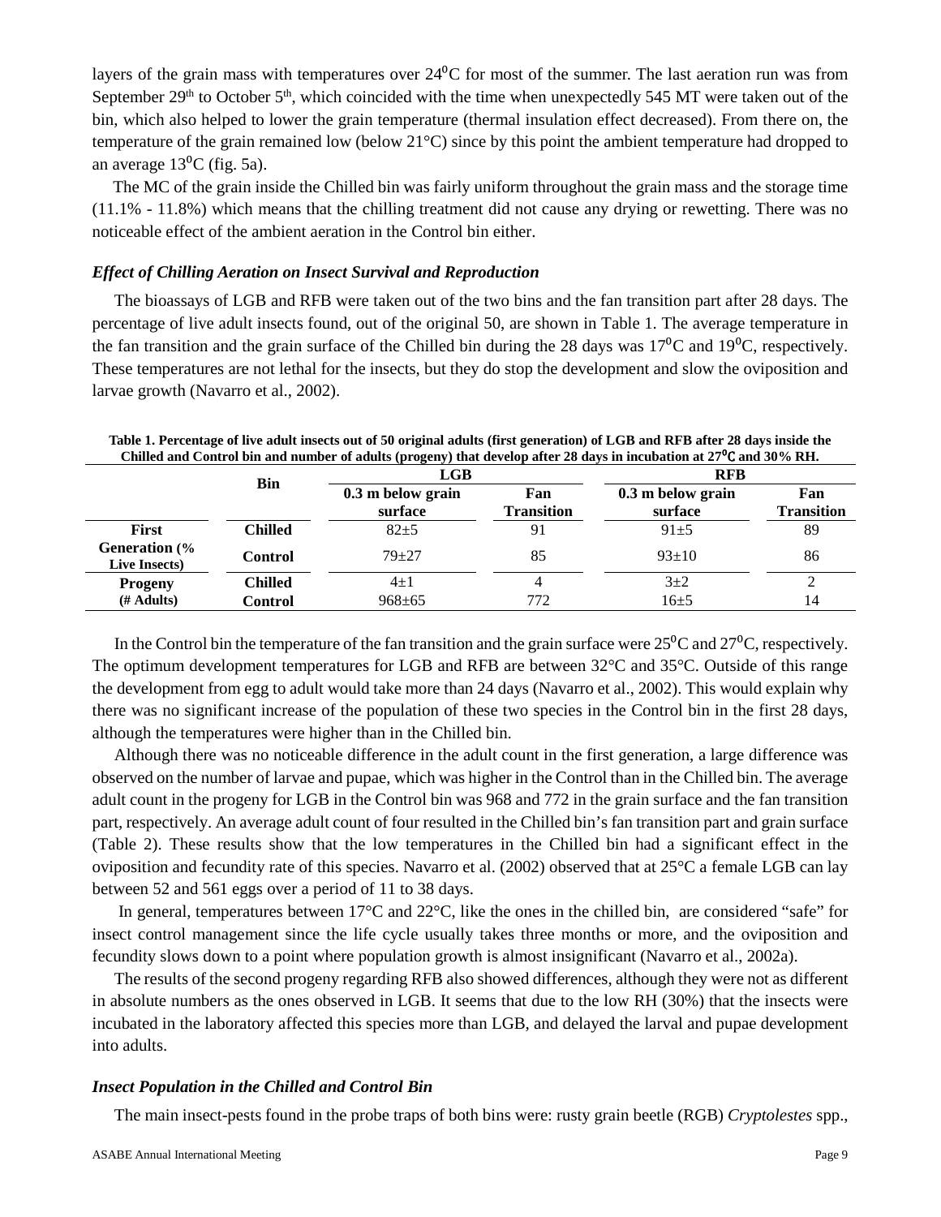layers of the grain mass with temperatures over 24⁰C for most of the summer. The last aeration run was from September 29th to October 5th, which coincided with the time when unexpectedly 545 MT were taken out of the bin, which also helped to lower the grain temperature (thermal insulation effect decreased). From there on, the temperature of the grain remained low (below 21°C) since by this point the ambient temperature had dropped to an average 13⁰C (fig. 5a).

The MC of the grain inside the Chilled bin was fairly uniform throughout the grain mass and the storage time (11.1% - 11.8%) which means that the chilling treatment did not cause any drying or rewetting. There was no noticeable effect of the ambient aeration in the Control bin either.

### *Effect of Chilling Aeration on Insect Survival and Reproduction*

The bioassays of LGB and RFB were taken out of the two bins and the fan transition part after 28 days. The percentage of live adult insects found, out of the original 50, are shown in Table 1. The average temperature in the fan transition and the grain surface of the Chilled bin during the 28 days was 17⁰C and 19⁰C, respectively. These temperatures are not lethal for the insects, but they do stop the development and slow the oviposition and larvae growth (Navarro et al., 2002).

**Table 1. Percentage of live adult insects out of 50 original adults (first generation) of LGB and RFB after 28 days inside the Chilled and Control bin and number of adults (progeny) that develop after 28 days in incubation at 27⁰C and 30% RH.**

| | Bin | LGB | | RFB | |
|---|---|---|---|---|---|
| | | 0.3 m below grain surface | Fan Transition | 0.3 m below grain surface | Fan Transition |
| **First Generation (% Live Insects)** | **Chilled** | 82±5 | 91 | 91±5 | 89 |
| | **Control** | 79±27 | 85 | 93±10 | 86 |
| **Progeny (# Adults)** | **Chilled** | 4±1 | 4 | 3±2 | 2 |
| | **Control** | 968±65 | 772 | 16±5 | 14 |

In the Control bin the temperature of the fan transition and the grain surface were 25⁰C and 27⁰C, respectively. The optimum development temperatures for LGB and RFB are between 32°C and 35°C. Outside of this range the development from egg to adult would take more than 24 days (Navarro et al., 2002). This would explain why there was no significant increase of the population of these two species in the Control bin in the first 28 days, although the temperatures were higher than in the Chilled bin.

Although there was no noticeable difference in the adult count in the first generation, a large difference was observed on the number of larvae and pupae, which was higher in the Control than in the Chilled bin. The average adult count in the progeny for LGB in the Control bin was 968 and 772 in the grain surface and the fan transition part, respectively. An average adult count of four resulted in the Chilled bin's fan transition part and grain surface (Table 2). These results show that the low temperatures in the Chilled bin had a significant effect in the oviposition and fecundity rate of this species. Navarro et al. (2002) observed that at 25°C a female LGB can lay between 52 and 561 eggs over a period of 11 to 38 days.

In general, temperatures between 17°C and 22°C, like the ones in the chilled bin, are considered "safe" for insect control management since the life cycle usually takes three months or more, and the oviposition and fecundity slows down to a point where population growth is almost insignificant (Navarro et al., 2002a).

The results of the second progeny regarding RFB also showed differences, although they were not as different in absolute numbers as the ones observed in LGB. It seems that due to the low RH (30%) that the insects were incubated in the laboratory affected this species more than LGB, and delayed the larval and pupae development into adults.

### *Insect Population in the Chilled and Control Bin*

The main insect-pests found in the probe traps of both bins were: rusty grain beetle (RGB) *Cryptolestes* spp.,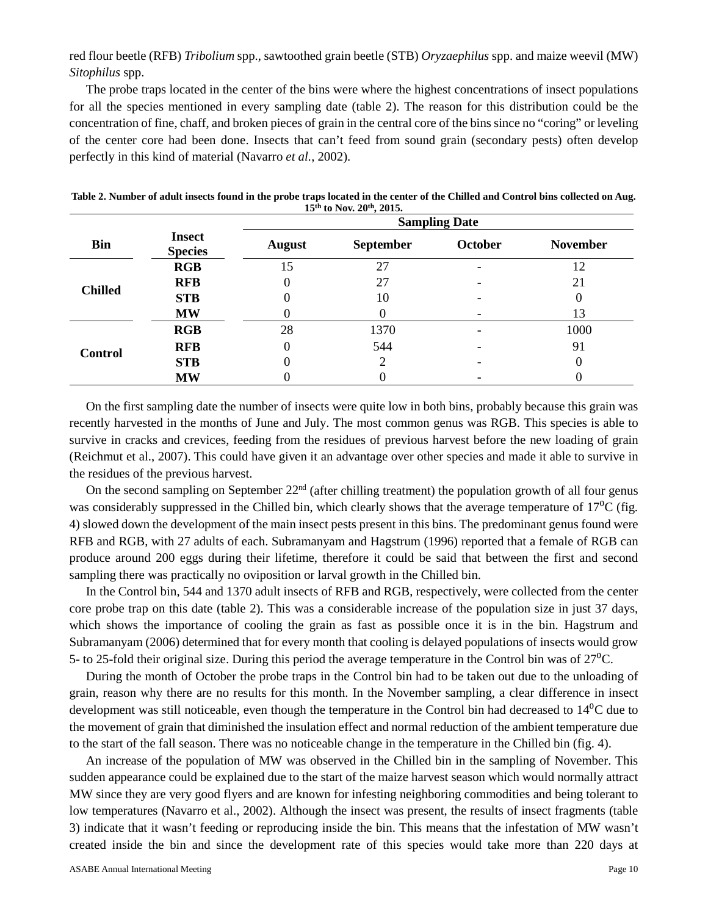red flour beetle (RFB) *Tribolium* spp., sawtoothed grain beetle (STB) *Oryzaephilus* spp. and maize weevil (MW) *Sitophilus* spp.

The probe traps located in the center of the bins were where the highest concentrations of insect populations for all the species mentioned in every sampling date (table 2). The reason for this distribution could be the concentration of fine, chaff, and broken pieces of grain in the central core of the bins since no "coring" or leveling of the center core had been done. Insects that can't feed from sound grain (secondary pests) often develop perfectly in this kind of material (Navarro *et al.*, 2002).

**Table 2. Number of adult insects found in the probe traps located in the center of the Chilled and Control bins collected on Aug. 15th to Nov. 20th, 2015.**

| Bin | Insect Species | Sampling Date | | | |
|---|---|---|---|---|---|
| | | August | September | October | November |
| Chilled | RGB | 15 | 27 | - | 12 |
| | RFB | 0 | 27 | - | 21 |
| | STB | 0 | 10 | - | 0 |
| | MW | 0 | 0 | - | 13 |
| Control | RGB | 28 | 1370 | - | 1000 |
| | RFB | 0 | 544 | - | 91 |
| | STB | 0 | 2 | - | 0 |
| | MW | 0 | 0 | - | 0 |

On the first sampling date the number of insects were quite low in both bins, probably because this grain was recently harvested in the months of June and July. The most common genus was RGB. This species is able to survive in cracks and crevices, feeding from the residues of previous harvest before the new loading of grain (Reichmut et al., 2007). This could have given it an advantage over other species and made it able to survive in the residues of the previous harvest.

On the second sampling on September 22nd (after chilling treatment) the population growth of all four genus was considerably suppressed in the Chilled bin, which clearly shows that the average temperature of 17$^{o}$C (fig. 4) slowed down the development of the main insect pests present in this bins. The predominant genus found were RFB and RGB, with 27 adults of each. Subramanyam and Hagstrum (1996) reported that a female of RGB can produce around 200 eggs during their lifetime, therefore it could be said that between the first and second sampling there was practically no oviposition or larval growth in the Chilled bin.

In the Control bin, 544 and 1370 adult insects of RFB and RGB, respectively, were collected from the center core probe trap on this date (table 2). This was a considerable increase of the population size in just 37 days, which shows the importance of cooling the grain as fast as possible once it is in the bin. Hagstrum and Subramanyam (2006) determined that for every month that cooling is delayed populations of insects would grow 5- to 25-fold their original size. During this period the average temperature in the Control bin was of 27$^{o}$C.

During the month of October the probe traps in the Control bin had to be taken out due to the unloading of grain, reason why there are no results for this month. In the November sampling, a clear difference in insect development was still noticeable, even though the temperature in the Control bin had decreased to 14$^{o}$C due to the movement of grain that diminished the insulation effect and normal reduction of the ambient temperature due to the start of the fall season. There was no noticeable change in the temperature in the Chilled bin (fig. 4).

An increase of the population of MW was observed in the Chilled bin in the sampling of November. This sudden appearance could be explained due to the start of the maize harvest season which would normally attract MW since they are very good flyers and are known for infesting neighboring commodities and being tolerant to low temperatures (Navarro et al., 2002). Although the insect was present, the results of insect fragments (table 3) indicate that it wasn't feeding or reproducing inside the bin. This means that the infestation of MW wasn't created inside the bin and since the development rate of this species would take more than 220 days at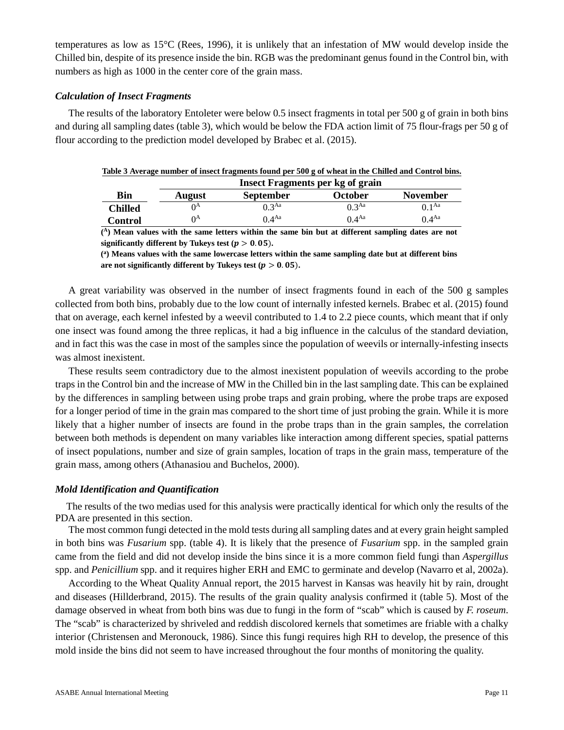temperatures as low as 15°C (Rees, 1996), it is unlikely that an infestation of MW would develop inside the Chilled bin, despite of its presence inside the bin. RGB was the predominant genus found in the Control bin, with numbers as high as 1000 in the center core of the grain mass.

### *Calculation of Insect Fragments*

The results of the laboratory Entoleter were below 0.5 insect fragments in total per 500 g of grain in both bins and during all sampling dates (table 3), which would be below the FDA action limit of 75 flour-frags per 50 g of flour according to the prediction model developed by Brabec et al. (2015).

**Table 3 Average number of insect fragments found per 500 g of wheat in the Chilled and Control bins.**

| Bin | Insect Fragments per kg of grain | | | |
|---|---|---|---|---|
| | August | September | October | November |
| **Chilled** | $0^{A}$ | $0.3^{Aa}$ | $0.3^{Aa}$ | $0.1^{Aa}$ |
| **Control** | $0^{A}$ | $0.4^{Aa}$ | $0.4^{Aa}$ | $0.4^{Aa}$ |

**($^{A}$) Mean values with the same letters within the same bin but at different sampling dates are not significantly different by Tukeys test ($p > 0.05$).**

**($^{a}$) Means values with the same lowercase letters within the same sampling date but at different bins are not significantly different by Tukeys test ($p > 0.05$).**

A great variability was observed in the number of insect fragments found in each of the 500 g samples collected from both bins, probably due to the low count of internally infested kernels. Brabec et al. (2015) found that on average, each kernel infested by a weevil contributed to 1.4 to 2.2 piece counts, which meant that if only one insect was found among the three replicas, it had a big influence in the calculus of the standard deviation, and in fact this was the case in most of the samples since the population of weevils or internally-infesting insects was almost inexistent.

These results seem contradictory due to the almost inexistent population of weevils according to the probe traps in the Control bin and the increase of MW in the Chilled bin in the last sampling date. This can be explained by the differences in sampling between using probe traps and grain probing, where the probe traps are exposed for a longer period of time in the grain mas compared to the short time of just probing the grain. While it is more likely that a higher number of insects are found in the probe traps than in the grain samples, the correlation between both methods is dependent on many variables like interaction among different species, spatial patterns of insect populations, number and size of grain samples, location of traps in the grain mass, temperature of the grain mass, among others (Athanasiou and Buchelos, 2000).

### *Mold Identification and Quantification*

The results of the two medias used for this analysis were practically identical for which only the results of the PDA are presented in this section.

The most common fungi detected in the mold tests during all sampling dates and at every grain height sampled in both bins was *Fusarium* spp. (table 4). It is likely that the presence of *Fusarium* spp. in the sampled grain came from the field and did not develop inside the bins since it is a more common field fungi than *Aspergillus* spp. and *Penicillium* spp. and it requires higher ERH and EMC to germinate and develop (Navarro et al, 2002a).

According to the Wheat Quality Annual report, the 2015 harvest in Kansas was heavily hit by rain, drought and diseases (Hillderbrand, 2015). The results of the grain quality analysis confirmed it (table 5). Most of the damage observed in wheat from both bins was due to fungi in the form of "scab" which is caused by *F. roseum*. The "scab" is characterized by shriveled and reddish discolored kernels that sometimes are friable with a chalky interior (Christensen and Meronouck, 1986). Since this fungi requires high RH to develop, the presence of this mold inside the bins did not seem to have increased throughout the four months of monitoring the quality.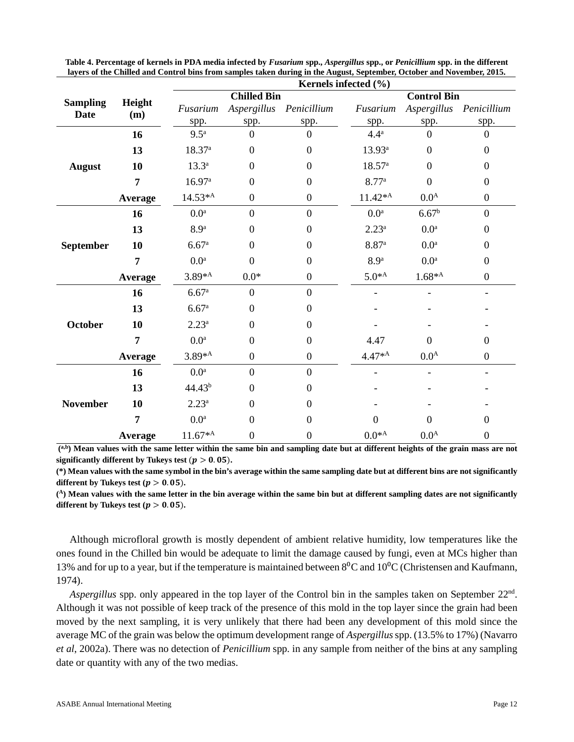**Table 4. Percentage of kernels in PDA media infected by *Fusarium* spp., *Aspergillus* spp., or *Penicillium* spp. in the different layers of the Chilled and Control bins from samples taken during in the August, September, October and November, 2015.**

| Sampling Date | Height (m) | Kernels infected (%) | | | | | |
|---|---|---|---|---|---|---|---|
| | | Chilled Bin | | | Control Bin | | |
| | | *Fusarium* spp. | *Aspergillus* spp. | *Penicillium* spp. | *Fusarium* spp. | *Aspergillus* spp. | *Penicillium* spp. |
| **August** | **16** | 9.5[a] | 0 | 0 | 4.4[a] | 0 | 0 |
| | **13** | 18.37[a] | 0 | 0 | 13.93[a] | 0 | 0 |
| | **10** | 13.3[a] | 0 | 0 | 18.57[a] | 0 | 0 |
| | **7** | 16.97[a] | 0 | 0 | 8.77[a] | 0 | 0 |
| | **Average** | 14.53*[A] | 0 | 0 | 11.42*[A] | 0.0[A] | 0 |
| **September** | **16** | 0.0[a] | 0 | 0 | 0.0[a] | 6.67[b] | 0 |
| | **13** | 8.9[a] | 0 | 0 | 2.23[a] | 0.0[a] | 0 |
| | **10** | 6.67[a] | 0 | 0 | 8.87[a] | 0.0[a] | 0 |
| | **7** | 0.0[a] | 0 | 0 | 8.9[a] | 0.0[a] | 0 |
| | **Average** | 3.89*[A] | 0.0* | 0 | 5.0*[A] | 1.68*[A] | 0 |
| **October** | **16** | 6.67[a] | 0 | 0 | - | - | - |
| | **13** | 6.67[a] | 0 | 0 | - | - | - |
| | **10** | 2.23[a] | 0 | 0 | - | - | - |
| | **7** | 0.0[a] | 0 | 0 | 4.47 | 0 | 0 |
| | **Average** | 3.89*[A] | 0 | 0 | 4.47*[A] | 0.0[A] | 0 |
| **November** | **16** | 0.0[a] | 0 | 0 | - | - | - |
| | **13** | 44.43[b] | 0 | 0 | - | - | - |
| | **10** | 2.23[a] | 0 | 0 | - | - | - |
| | **7** | 0.0[a] | 0 | 0 | 0 | 0 | 0 |
| | **Average** | 11.67*[A] | 0 | 0 | 0.0*[A] | 0.0[A] | 0 |

**([a,b]) Mean values with the same letter within the same bin and sampling date but at different heights of the grain mass are not significantly different by Tukeys test ($p > 0.05$).**

**(*) Mean values with the same symbol in the bin's average within the same sampling date but at different bins are not significantly different by Tukeys test ($p > 0.05$).**

**([A]) Mean values with the same letter in the bin average within the same bin but at different sampling dates are not significantly different by Tukeys test ($p > 0.05$).**

Although microfloral growth is mostly dependent of ambient relative humidity, low temperatures like the ones found in the Chilled bin would be adequate to limit the damage caused by fungi, even at MCs higher than 13% and for up to a year, but if the temperature is maintained between $8^0$C and $10^0$C (Christensen and Kaufmann, 1974).

*Aspergillus* spp. only appeared in the top layer of the Control bin in the samples taken on September 22nd. Although it was not possible of keep track of the presence of this mold in the top layer since the grain had been moved by the next sampling, it is very unlikely that there had been any development of this mold since the average MC of the grain was below the optimum development range of *Aspergillus* spp. (13.5% to 17%) (Navarro *et al*, 2002a). There was no detection of *Penicillium* spp. in any sample from neither of the bins at any sampling date or quantity with any of the two medias.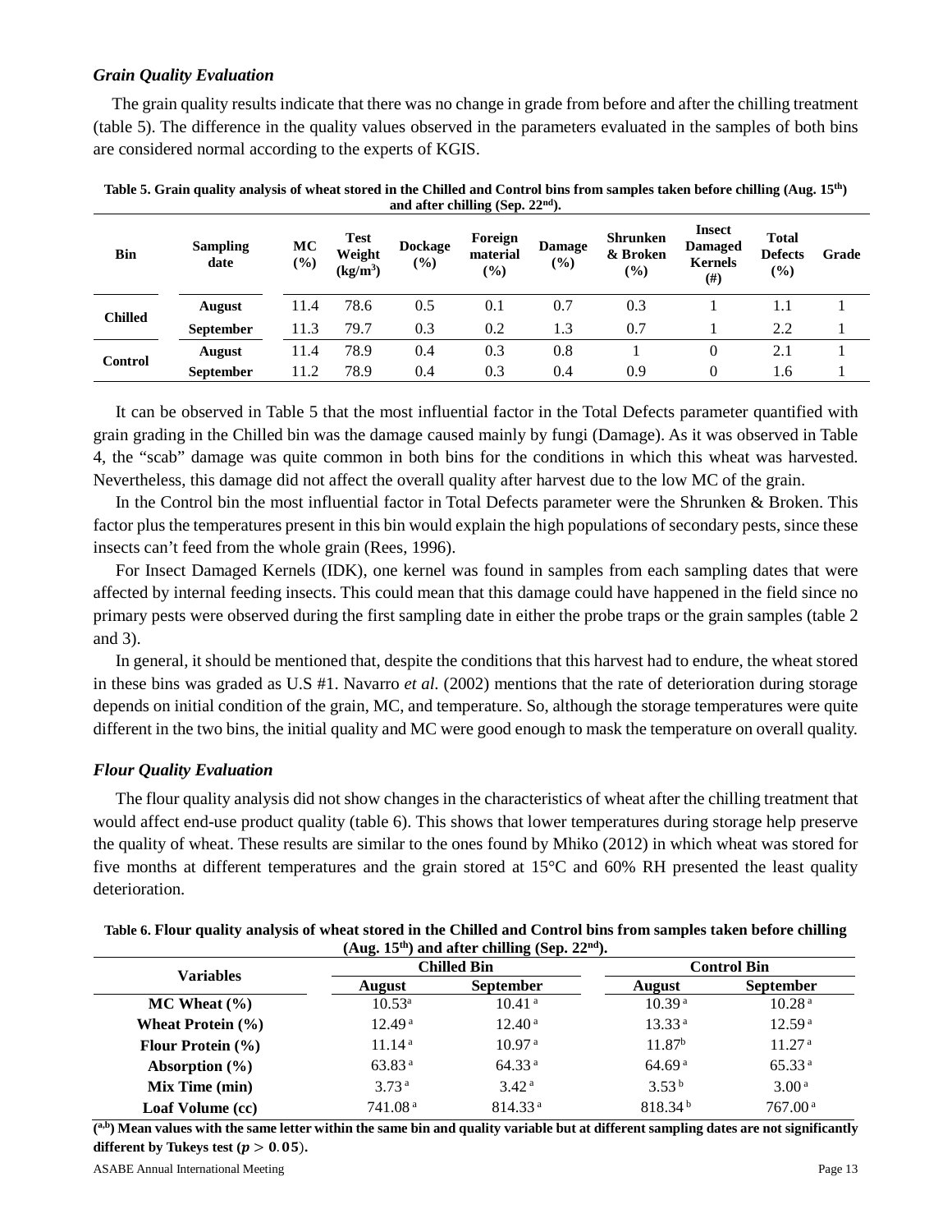### *Grain Quality Evaluation*

The grain quality results indicate that there was no change in grade from before and after the chilling treatment (table 5). The difference in the quality values observed in the parameters evaluated in the samples of both bins are considered normal according to the experts of KGIS.

**Table 5. Grain quality analysis of wheat stored in the Chilled and Control bins from samples taken before chilling (Aug. 15th) and after chilling (Sep. 22nd).**

| Bin | Sampling date | MC (%) | Test Weight ($kg/m^3$) | Dockage (%) | Foreign material (%) | Damage (%) | Shrunken & Broken (%) | Insect Damaged Kernels (#) | Total Defects (%) | Grade |
|---|---|---|---|---|---|---|---|---|---|---|
| Chilled | August | 11.4 | 78.6 | 0.5 | 0.1 | 0.7 | 0.3 | 1 | 1.1 | 1 |
| | September | 11.3 | 79.7 | 0.3 | 0.2 | 1.3 | 0.7 | 1 | 2.2 | 1 |
| Control | August | 11.4 | 78.9 | 0.4 | 0.3 | 0.8 | 1 | 0 | 2.1 | 1 |
| | September | 11.2 | 78.9 | 0.4 | 0.3 | 0.4 | 0.9 | 0 | 1.6 | 1 |

It can be observed in Table 5 that the most influential factor in the Total Defects parameter quantified with grain grading in the Chilled bin was the damage caused mainly by fungi (Damage). As it was observed in Table 4, the "scab" damage was quite common in both bins for the conditions in which this wheat was harvested. Nevertheless, this damage did not affect the overall quality after harvest due to the low MC of the grain.

In the Control bin the most influential factor in Total Defects parameter were the Shrunken & Broken. This factor plus the temperatures present in this bin would explain the high populations of secondary pests, since these insects can't feed from the whole grain (Rees, 1996).

For Insect Damaged Kernels (IDK), one kernel was found in samples from each sampling dates that were affected by internal feeding insects. This could mean that this damage could have happened in the field since no primary pests were observed during the first sampling date in either the probe traps or the grain samples (table 2 and 3).

In general, it should be mentioned that, despite the conditions that this harvest had to endure, the wheat stored in these bins was graded as U.S #1. Navarro *et al.* (2002) mentions that the rate of deterioration during storage depends on initial condition of the grain, MC, and temperature. So, although the storage temperatures were quite different in the two bins, the initial quality and MC were good enough to mask the temperature on overall quality.

### *Flour Quality Evaluation*

The flour quality analysis did not show changes in the characteristics of wheat after the chilling treatment that would affect end-use product quality (table 6). This shows that lower temperatures during storage help preserve the quality of wheat. These results are similar to the ones found by Mhiko (2012) in which wheat was stored for five months at different temperatures and the grain stored at 15°C and 60% RH presented the least quality deterioration.

**Table 6. Flour quality analysis of wheat stored in the Chilled and Control bins from samples taken before chilling (Aug. 15th) and after chilling (Sep. 22nd).**

| Variables | Chilled Bin | | Control Bin | |
|---|---|---|---|---|
| | August | September | August | September |
| MC Wheat (%) | $10.53^{a}$ | $10.41^{a}$ | $10.39^{a}$ | $10.28^{a}$ |
| Wheat Protein (%) | $12.49^{a}$ | $12.40^{a}$ | $13.33^{a}$ | $12.59^{a}$ |
| Flour Protein (%) | $11.14^{a}$ | $10.97^{a}$ | $11.87^{b}$ | $11.27^{a}$ |
| Absorption (%) | $63.83^{a}$ | $64.33^{a}$ | $64.69^{a}$ | $65.33^{a}$ |
| Mix Time (min) | $3.73^{a}$ | $3.42^{a}$ | $3.53^{b}$ | $3.00^{a}$ |
| Loaf Volume (cc) | $741.08^{a}$ | $814.33^{a}$ | $818.34^{b}$ | $767.00^{a}$ |

**($^{a,b}$) Mean values with the same letter within the same bin and quality variable but at different sampling dates are not significantly different by Tukeys test ($p > 0.05$).**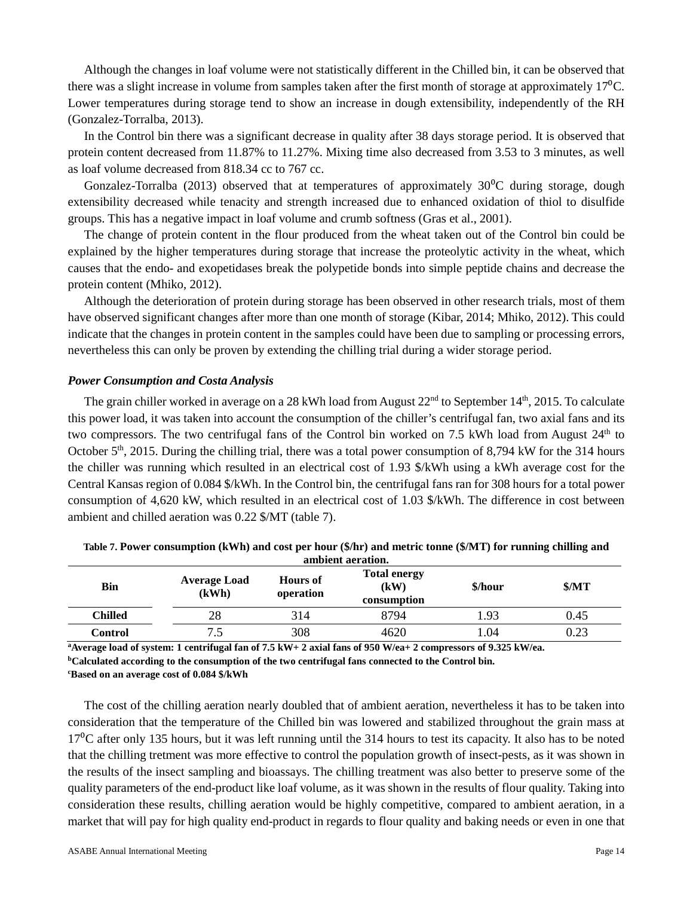Although the changes in loaf volume were not statistically different in the Chilled bin, it can be observed that there was a slight increase in volume from samples taken after the first month of storage at approximately 17⁰C. Lower temperatures during storage tend to show an increase in dough extensibility, independently of the RH (Gonzalez-Torralba, 2013).

In the Control bin there was a significant decrease in quality after 38 days storage period. It is observed that protein content decreased from 11.87% to 11.27%. Mixing time also decreased from 3.53 to 3 minutes, as well as loaf volume decreased from 818.34 cc to 767 cc.

Gonzalez-Torralba (2013) observed that at temperatures of approximately 30⁰C during storage, dough extensibility decreased while tenacity and strength increased due to enhanced oxidation of thiol to disulfide groups. This has a negative impact in loaf volume and crumb softness (Gras et al., 2001).

The change of protein content in the flour produced from the wheat taken out of the Control bin could be explained by the higher temperatures during storage that increase the proteolytic activity in the wheat, which causes that the endo- and exopetidases break the polypetide bonds into simple peptide chains and decrease the protein content (Mhiko, 2012).

Although the deterioration of protein during storage has been observed in other research trials, most of them have observed significant changes after more than one month of storage (Kibar, 2014; Mhiko, 2012). This could indicate that the changes in protein content in the samples could have been due to sampling or processing errors, nevertheless this can only be proven by extending the chilling trial during a wider storage period.

### *Power Consumption and Costa Analysis*

The grain chiller worked in average on a 28 kWh load from August 22nd to September 14th, 2015. To calculate this power load, it was taken into account the consumption of the chiller's centrifugal fan, two axial fans and its two compressors. The two centrifugal fans of the Control bin worked on 7.5 kWh load from August 24th to October 5th, 2015. During the chilling trial, there was a total power consumption of 8,794 kW for the 314 hours the chiller was running which resulted in an electrical cost of 1.93 $/kWh using a kWh average cost for the Central Kansas region of 0.084 $/kWh. In the Control bin, the centrifugal fans ran for 308 hours for a total power consumption of 4,620 kW, which resulted in an electrical cost of 1.03 $/kWh. The difference in cost between ambient and chilled aeration was 0.22 $/MT (table 7).

**Table 7. Power consumption (kWh) and cost per hour ($/hr) and metric tonne ($/MT) for running chilling and ambient aeration.**

| Bin | Average Load (kWh) | Hours of operation | Total energy (kW) consumption | $/hour | $/MT |
|---|---|---|---|---|---|
| Chilled | 28 | 314 | 8794 | 1.93 | 0.45 |
| Control | 7.5 | 308 | 4620 | 1.04 | 0.23 |

**[a]Average load of system: 1 centrifugal fan of 7.5 kW+ 2 axial fans of 950 W/ea+ 2 compressors of 9.325 kW/ea.**
**[b]Calculated according to the consumption of the two centrifugal fans connected to the Control bin.**
**[c]Based on an average cost of 0.084 $/kWh**

The cost of the chilling aeration nearly doubled that of ambient aeration, nevertheless it has to be taken into consideration that the temperature of the Chilled bin was lowered and stabilized throughout the grain mass at 17⁰C after only 135 hours, but it was left running until the 314 hours to test its capacity. It also has to be noted that the chilling tretment was more effective to control the population growth of insect-pests, as it was shown in the results of the insect sampling and bioassays. The chilling treatment was also better to preserve some of the quality parameters of the end-product like loaf volume, as it was shown in the results of flour quality. Taking into consideration these results, chilling aeration would be highly competitive, compared to ambient aeration, in a market that will pay for high quality end-product in regards to flour quality and baking needs or even in one that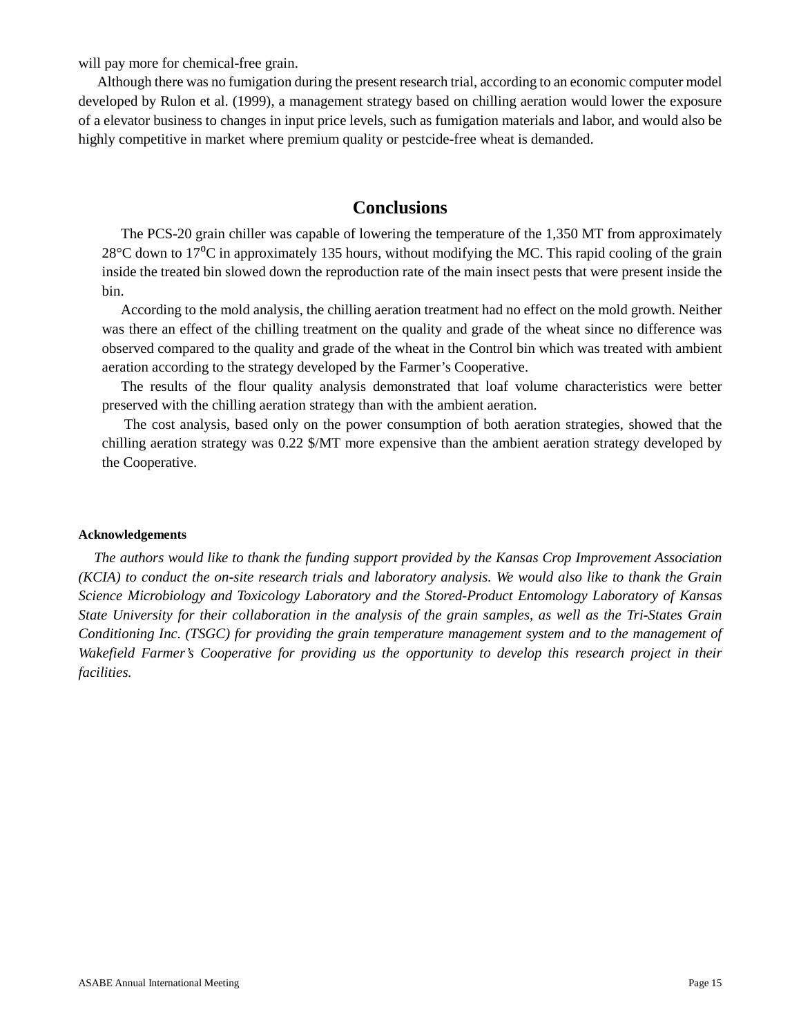will pay more for chemical-free grain.

Although there was no fumigation during the present research trial, according to an economic computer model developed by Rulon et al. (1999), a management strategy based on chilling aeration would lower the exposure of a elevator business to changes in input price levels, such as fumigation materials and labor, and would also be highly competitive in market where premium quality or pestcide-free wheat is demanded.

## Conclusions

The PCS-20 grain chiller was capable of lowering the temperature of the 1,350 MT from approximately 28°C down to 17$^{o}$C in approximately 135 hours, without modifying the MC. This rapid cooling of the grain inside the treated bin slowed down the reproduction rate of the main insect pests that were present inside the bin.

According to the mold analysis, the chilling aeration treatment had no effect on the mold growth. Neither was there an effect of the chilling treatment on the quality and grade of the wheat since no difference was observed compared to the quality and grade of the wheat in the Control bin which was treated with ambient aeration according to the strategy developed by the Farmer's Cooperative.

The results of the flour quality analysis demonstrated that loaf volume characteristics were better preserved with the chilling aeration strategy than with the ambient aeration.

The cost analysis, based only on the power consumption of both aeration strategies, showed that the chilling aeration strategy was 0.22 $/MT more expensive than the ambient aeration strategy developed by the Cooperative.

**Acknowledgements**

*The authors would like to thank the funding support provided by the Kansas Crop Improvement Association (KCIA) to conduct the on-site research trials and laboratory analysis. We would also like to thank the Grain Science Microbiology and Toxicology Laboratory and the Stored-Product Entomology Laboratory of Kansas State University for their collaboration in the analysis of the grain samples, as well as the Tri-States Grain Conditioning Inc. (TSGC) for providing the grain temperature management system and to the management of Wakefield Farmer's Cooperative for providing us the opportunity to develop this research project in their facilities.*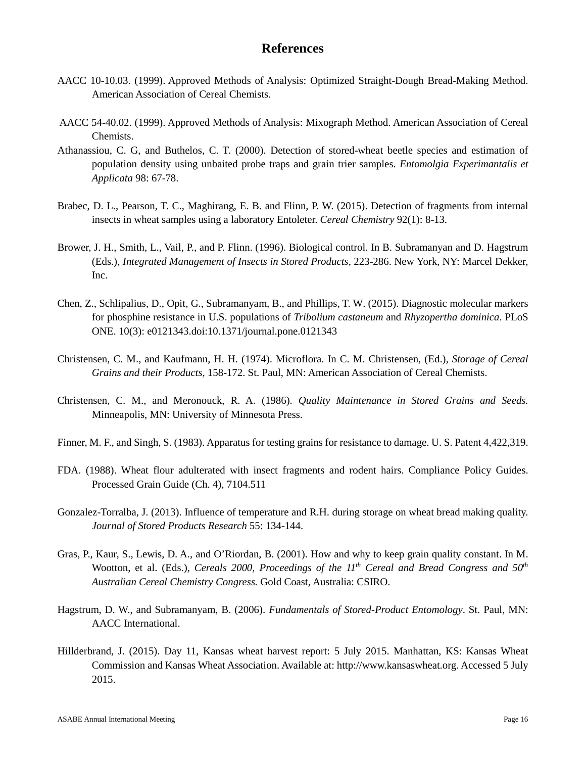# References

AACC 10-10.03. (1999). Approved Methods of Analysis: Optimized Straight-Dough Bread-Making Method. American Association of Cereal Chemists.

AACC 54-40.02. (1999). Approved Methods of Analysis: Mixograph Method. American Association of Cereal Chemists.

Athanassiou, C. G, and Buthelos, C. T. (2000). Detection of stored-wheat beetle species and estimation of population density using unbaited probe traps and grain trier samples. *Entomolgia Experimantalis et Applicata* 98: 67-78.

Brabec, D. L., Pearson, T. C., Maghirang, E. B. and Flinn, P. W. (2015). Detection of fragments from internal insects in wheat samples using a laboratory Entoleter. *Cereal Chemistry* 92(1): 8-13.

Brower, J. H., Smith, L., Vail, P., and P. Flinn. (1996). Biological control. In B. Subramanyan and D. Hagstrum (Eds.), *Integrated Management of Insects in Stored Products,* 223-286. New York, NY: Marcel Dekker, Inc.

Chen, Z., Schlipalius, D., Opit, G., Subramanyam, B., and Phillips, T. W. (2015). Diagnostic molecular markers for phosphine resistance in U.S. populations of *Tribolium castaneum* and *Rhyzopertha dominica*. PLoS ONE. 10(3): e0121343.doi:10.1371/journal.pone.0121343

Christensen, C. M., and Kaufmann, H. H. (1974). Microflora. In C. M. Christensen, (Ed.), *Storage of Cereal Grains and their Products*, 158-172. St. Paul, MN: American Association of Cereal Chemists.

Christensen, C. M., and Meronouck, R. A. (1986). *Quality Maintenance in Stored Grains and Seeds.* Minneapolis, MN: University of Minnesota Press.

Finner, M. F., and Singh, S. (1983). Apparatus for testing grains for resistance to damage. U. S. Patent 4,422,319.

FDA. (1988). Wheat flour adulterated with insect fragments and rodent hairs. Compliance Policy Guides. Processed Grain Guide (Ch. 4), 7104.511

Gonzalez-Torralba, J. (2013). Influence of temperature and R.H. during storage on wheat bread making quality. *Journal of Stored Products Research* 55: 134-144.

Gras, P., Kaur, S., Lewis, D. A., and O'Riordan, B. (2001). How and why to keep grain quality constant. In M. Wootton, et al. (Eds.), *Cereals 2000, Proceedings of the 11th Cereal and Bread Congress and 50th Australian Cereal Chemistry Congress.* Gold Coast, Australia: CSIRO.

Hagstrum, D. W., and Subramanyam, B. (2006). *Fundamentals of Stored-Product Entomology*. St. Paul, MN: AACC International.

Hillderbrand, J. (2015). Day 11, Kansas wheat harvest report: 5 July 2015. Manhattan, KS: Kansas Wheat Commission and Kansas Wheat Association. Available at: http://www.kansaswheat.org. Accessed 5 July 2015.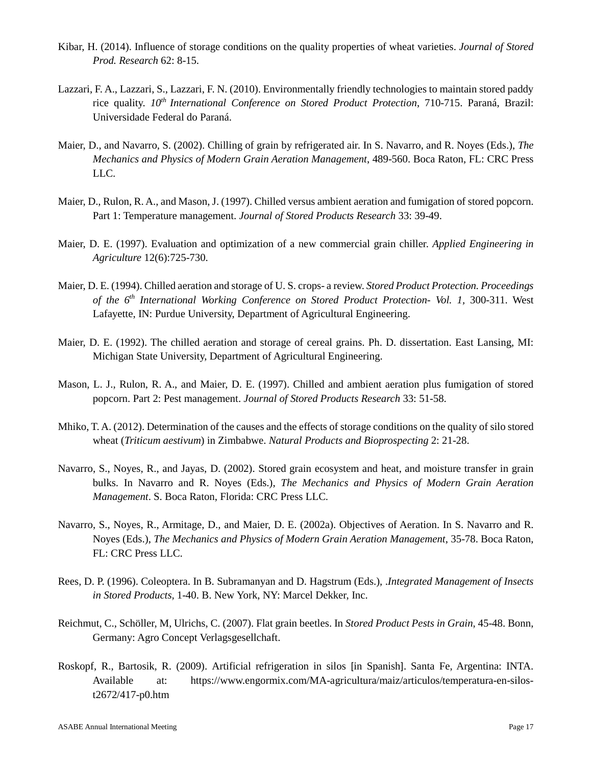Kibar, H. (2014). Influence of storage conditions on the quality properties of wheat varieties. *Journal of Stored Prod. Research* 62: 8-15.

Lazzari, F. A., Lazzari, S., Lazzari, F. N. (2010). Environmentally friendly technologies to maintain stored paddy rice quality. *10th International Conference on Stored Product Protection*, 710-715. Paraná, Brazil: Universidade Federal do Paraná.

Maier, D., and Navarro, S. (2002). Chilling of grain by refrigerated air. In S. Navarro, and R. Noyes (Eds.), *The Mechanics and Physics of Modern Grain Aeration Management*, 489-560. Boca Raton, FL: CRC Press LLC.

Maier, D., Rulon, R. A., and Mason, J. (1997). Chilled versus ambient aeration and fumigation of stored popcorn. Part 1: Temperature management. *Journal of Stored Products Research* 33: 39-49.

Maier, D. E. (1997). Evaluation and optimization of a new commercial grain chiller. *Applied Engineering in Agriculture* 12(6):725-730.

Maier, D. E. (1994). Chilled aeration and storage of U. S. crops- a review. *Stored Product Protection. Proceedings of the 6th International Working Conference on Stored Product Protection- Vol. 1*, 300-311. West Lafayette, IN: Purdue University, Department of Agricultural Engineering.

Maier, D. E. (1992). The chilled aeration and storage of cereal grains. Ph. D. dissertation. East Lansing, MI: Michigan State University, Department of Agricultural Engineering.

Mason, L. J., Rulon, R. A., and Maier, D. E. (1997). Chilled and ambient aeration plus fumigation of stored popcorn. Part 2: Pest management. *Journal of Stored Products Research* 33: 51-58.

Mhiko, T. A. (2012). Determination of the causes and the effects of storage conditions on the quality of silo stored wheat (*Triticum aestivum*) in Zimbabwe. *Natural Products and Bioprospecting* 2: 21-28.

Navarro, S., Noyes, R., and Jayas, D. (2002). Stored grain ecosystem and heat, and moisture transfer in grain bulks. In Navarro and R. Noyes (Eds.), *The Mechanics and Physics of Modern Grain Aeration Management*. S. Boca Raton, Florida: CRC Press LLC.

Navarro, S., Noyes, R., Armitage, D., and Maier, D. E. (2002a). Objectives of Aeration. In S. Navarro and R. Noyes (Eds.), *The Mechanics and Physics of Modern Grain Aeration Management*, 35-78. Boca Raton, FL: CRC Press LLC.

Rees, D. P. (1996). Coleoptera. In B. Subramanyan and D. Hagstrum (Eds.), .*Integrated Management of Insects in Stored Products,* 1-40. B. New York, NY: Marcel Dekker, Inc.

Reichmut, C., Schöller, M, Ulrichs, C. (2007). Flat grain beetles. In *Stored Product Pests in Grain*, 45-48. Bonn, Germany: Agro Concept Verlagsgesellschaft.

Roskopf, R., Bartosik, R. (2009). Artificial refrigeration in silos [in Spanish]. Santa Fe, Argentina: INTA. Available at: https://www.engormix.com/MA-agricultura/maiz/articulos/temperatura-en-silos-t2672/417-p0.htm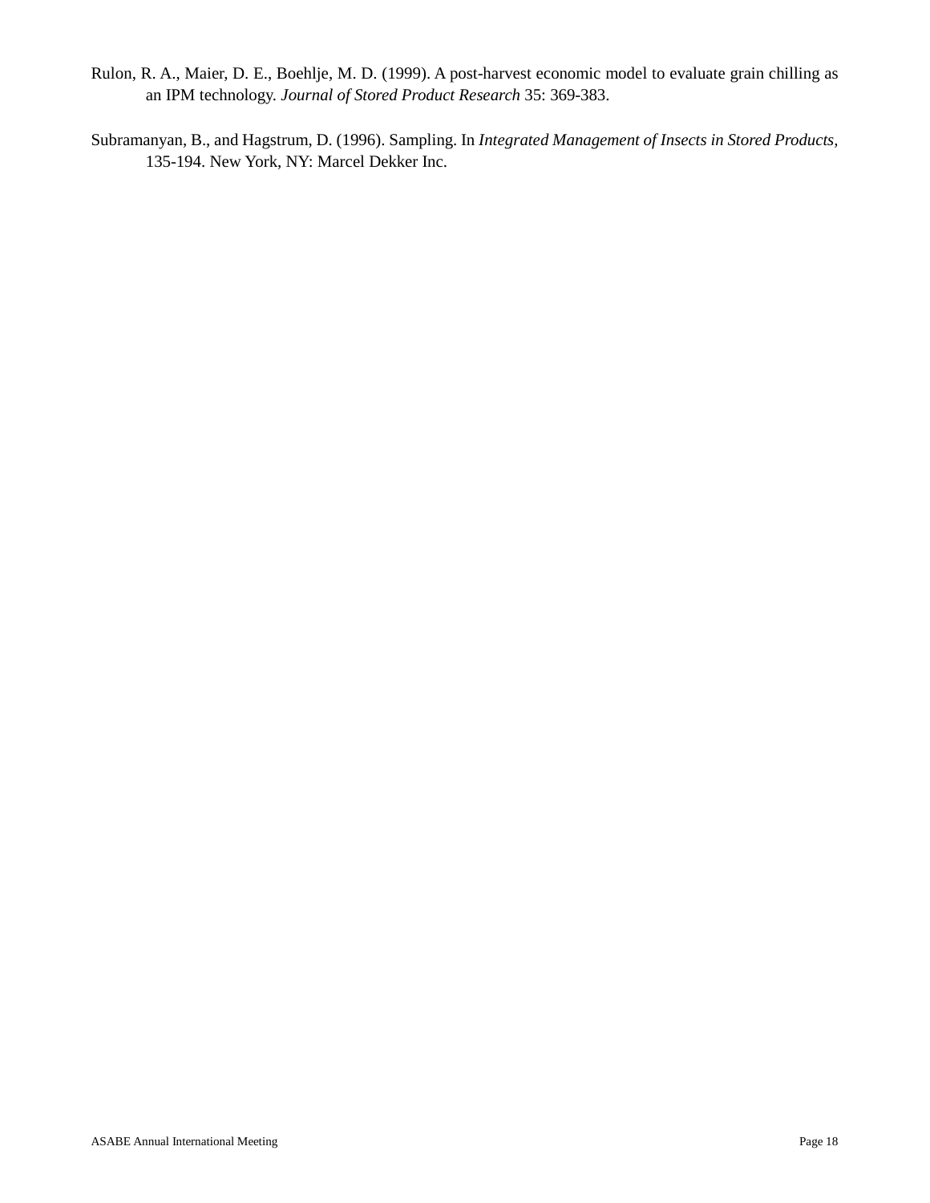Rulon, R. A., Maier, D. E., Boehlje, M. D. (1999). A post-harvest economic model to evaluate grain chilling as an IPM technology. *Journal of Stored Product Research* 35: 369-383.

Subramanyan, B., and Hagstrum, D. (1996). Sampling. In *Integrated Management of Insects in Stored Products*, 135-194. New York, NY: Marcel Dekker Inc.